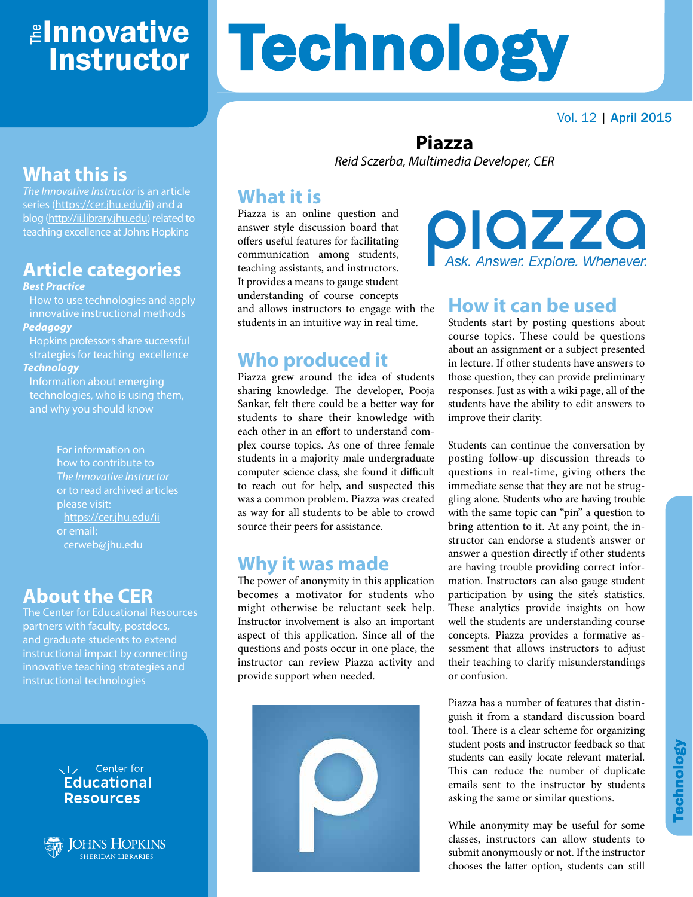# The Innovative Instructor

# Technology

Vol. 12 | April 2015

## What this is

*The Innovative Instructor* is an article series (https://cer.jhu.edu/ii) and a blog (http://ii.library.jhu.edu) related to teaching excellence at Johns Hopkins

## Article categories

***Best Practice***

How to use technologies and apply innovative instructional methods

***Pedagogy***

Hopkins professors share successful strategies for teaching excellence

***Technology***

Information about emerging technologies, who is using them, and why you should know

For information on how to contribute to *The Innovative Instructor* or to read archived articles please visit: https://cer.jhu.edu/ii or email: cerweb@jhu.edu

## About the CER

The Center for Educational Resources partners with faculty, postdocs, and graduate students to extend instructional impact by connecting innovative teaching strategies and instructional technologies

Center for Educational Resources

Johns Hopkins Sheridan Libraries

# Piazza

*Reid Sczerba, Multimedia Developer, CER*

## What it is

Piazza is an online question and answer style discussion board that offers useful features for facilitating communication among students, teaching assistants, and instructors. It provides a means to gauge student understanding of course concepts and allows instructors to engage with the students in an intuitive way in real time.

piazza
Ask. Answer. Explore. Whenever.

## Who produced it

Piazza grew around the idea of students sharing knowledge. The developer, Pooja Sankar, felt there could be a better way for students to share their knowledge with each other in an effort to understand complex course topics. As one of three female students in a majority male undergraduate computer science class, she found it difficult to reach out for help, and suspected this was a common problem. Piazza was created as way for all students to be able to crowd source their peers for assistance.

## Why it was made

The power of anonymity in this application becomes a motivator for students who might otherwise be reluctant seek help. Instructor involvement is also an important aspect of this application. Since all of the questions and posts occur in one place, the instructor can review Piazza activity and provide support when needed.

## How it can be used

Students start by posting questions about course topics. These could be questions about an assignment or a subject presented in lecture. If other students have answers to those question, they can provide preliminary responses. Just as with a wiki page, all of the students have the ability to edit answers to improve their clarity.

Students can continue the conversation by posting follow-up discussion threads to questions in real-time, giving others the immediate sense that they are not be struggling alone. Students who are having trouble with the same topic can "pin" a question to bring attention to it. At any point, the instructor can endorse a student's answer or answer a question directly if other students are having trouble providing correct information. Instructors can also gauge student participation by using the site's statistics. These analytics provide insights on how well the students are understanding course concepts. Piazza provides a formative assessment that allows instructors to adjust their teaching to clarify misunderstandings or confusion.

Piazza has a number of features that distinguish it from a standard discussion board tool. There is a clear scheme for organizing student posts and instructor feedback so that students can easily locate relevant material. This can reduce the number of duplicate emails sent to the instructor by students asking the same or similar questions.

While anonymity may be useful for some classes, instructors can allow students to submit anonymously or not. If the instructor chooses the latter option, students can still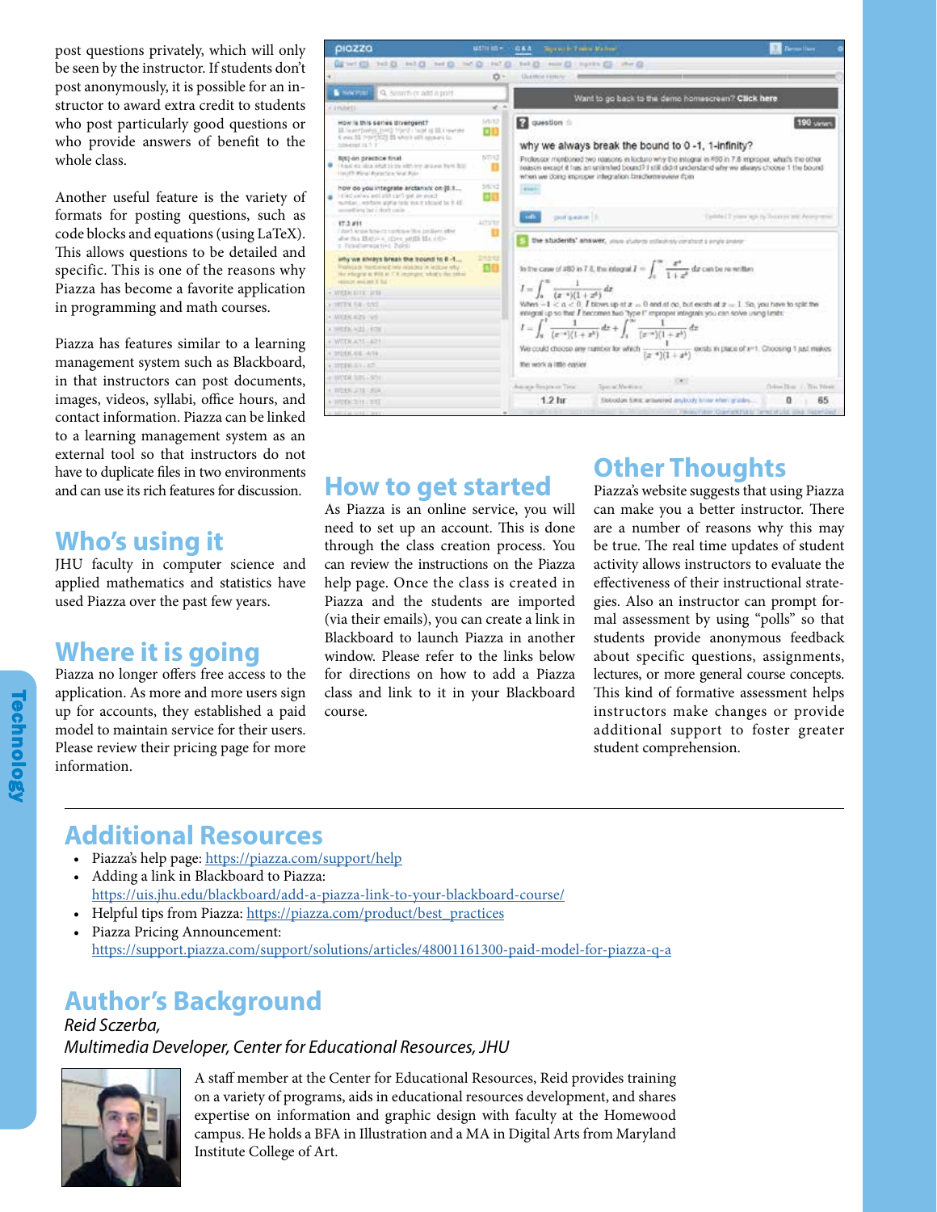post questions privately, which will only be seen by the instructor. If students don't post anonymously, it is possible for an instructor to award extra credit to students who post particularly good questions or who provide answers of benefit to the whole class.

Another useful feature is the variety of formats for posting questions, such as code blocks and equations (using LaTeX). This allows questions to be detailed and specific. This is one of the reasons why Piazza has become a favorite application in programming and math courses.

Piazza has features similar to a learning management system such as Blackboard, in that instructors can post documents, images, videos, syllabi, office hours, and contact information. Piazza can be linked to a learning management system as an external tool so that instructors do not have to duplicate files in two environments and can use its rich features for discussion.

## Who's using it

JHU faculty in computer science and applied mathematics and statistics have used Piazza over the past few years.

## Where it is going

Piazza no longer offers free access to the application. As more and more users sign up for accounts, they established a paid model to maintain service for their users. Please review their pricing page for more information.

## How to get started

As Piazza is an online service, you will need to set up an account. This is done through the class creation process. You can review the instructions on the Piazza help page. Once the class is created in Piazza and the students are imported (via their emails), you can create a link in Blackboard to launch Piazza in another window. Please refer to the links below for directions on how to add a Piazza class and link to it in your Blackboard course.

## Other Thoughts

Piazza's website suggests that using Piazza can make you a better instructor. There are a number of reasons why this may be true. The real time updates of student activity allows instructors to evaluate the effectiveness of their instructional strategies. Also an instructor can prompt formal assessment by using "polls" so that students provide anonymous feedback about specific questions, assignments, lectures, or more general course concepts. This kind of formative assessment helps instructors make changes or provide additional support to foster greater student comprehension.

## Additional Resources

- Piazza's help page: https://piazza.com/support/help
- Adding a link in Blackboard to Piazza: https://uis.jhu.edu/blackboard/add-a-piazza-link-to-your-blackboard-course/
- Helpful tips from Piazza: https://piazza.com/product/best_practices
- Piazza Pricing Announcement: https://support.piazza.com/support/solutions/articles/48001161300-paid-model-for-piazza-q-a

## Author's Background

*Reid Sczerba,*
*Multimedia Developer, Center for Educational Resources, JHU*

A staff member at the Center for Educational Resources, Reid provides training on a variety of programs, aids in educational resources development, and shares expertise on information and graphic design with faculty at the Homewood campus. He holds a BFA in Illustration and a MA in Digital Arts from Maryland Institute College of Art.